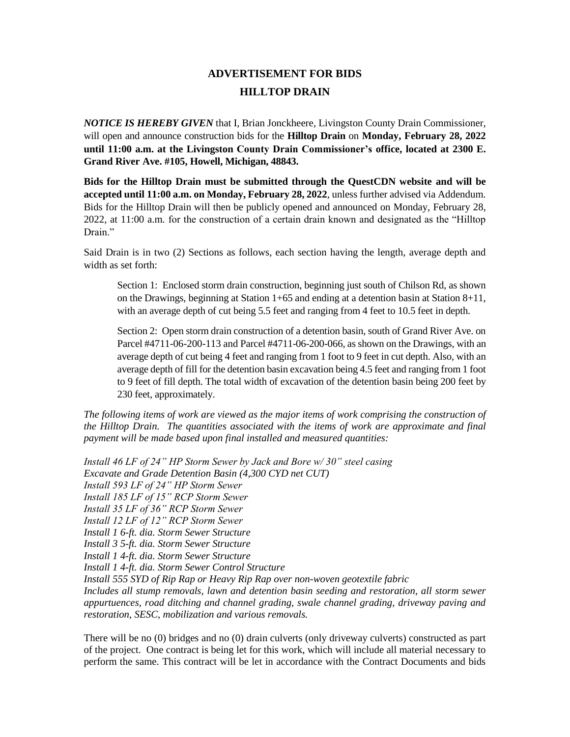# ADVERTISEMENT FOR BIDS

## HILLTOP DRAIN

***NOTICE IS HEREBY GIVEN*** that I, Brian Jonckheere, Livingston County Drain Commissioner, will open and announce construction bids for the **Hilltop Drain** on **Monday, February 28, 2022 until 11:00 a.m. at the Livingston County Drain Commissioner's office, located at 2300 E. Grand River Ave. #105, Howell, Michigan, 48843.**

**Bids for the Hilltop Drain must be submitted through the QuestCDN website and will be accepted until 11:00 a.m. on Monday, February 28, 2022**, unless further advised via Addendum. Bids for the Hilltop Drain will then be publicly opened and announced on Monday, February 28, 2022, at 11:00 a.m. for the construction of a certain drain known and designated as the "Hilltop Drain."

Said Drain is in two (2) Sections as follows, each section having the length, average depth and width as set forth:

> Section 1: Enclosed storm drain construction, beginning just south of Chilson Rd, as shown on the Drawings, beginning at Station 1+65 and ending at a detention basin at Station 8+11, with an average depth of cut being 5.5 feet and ranging from 4 feet to 10.5 feet in depth.
>
> Section 2: Open storm drain construction of a detention basin, south of Grand River Ave. on Parcel #4711-06-200-113 and Parcel #4711-06-200-066, as shown on the Drawings, with an average depth of cut being 4 feet and ranging from 1 foot to 9 feet in cut depth. Also, with an average depth of fill for the detention basin excavation being 4.5 feet and ranging from 1 foot to 9 feet of fill depth. The total width of excavation of the detention basin being 200 feet by 230 feet, approximately.

*The following items of work are viewed as the major items of work comprising the construction of the Hilltop Drain. The quantities associated with the items of work are approximate and final payment will be made based upon final installed and measured quantities:*

*Install 46 LF of 24" HP Storm Sewer by Jack and Bore w/ 30" steel casing*
*Excavate and Grade Detention Basin (4,300 CYD net CUT)*
*Install 593 LF of 24" HP Storm Sewer*
*Install 185 LF of 15" RCP Storm Sewer*
*Install 35 LF of 36" RCP Storm Sewer*
*Install 12 LF of 12" RCP Storm Sewer*
*Install 1 6-ft. dia. Storm Sewer Structure*
*Install 3 5-ft. dia. Storm Sewer Structure*
*Install 1 4-ft. dia. Storm Sewer Structure*
*Install 1 4-ft. dia. Storm Sewer Control Structure*
*Install 555 SYD of Rip Rap or Heavy Rip Rap over non-woven geotextile fabric*
*Includes all stump removals, lawn and detention basin seeding and restoration, all storm sewer appurtuences, road ditching and channel grading, swale channel grading, driveway paving and restoration, SESC, mobilization and various removals.*

There will be no (0) bridges and no (0) drain culverts (only driveway culverts) constructed as part of the project. One contract is being let for this work, which will include all material necessary to perform the same. This contract will be let in accordance with the Contract Documents and bids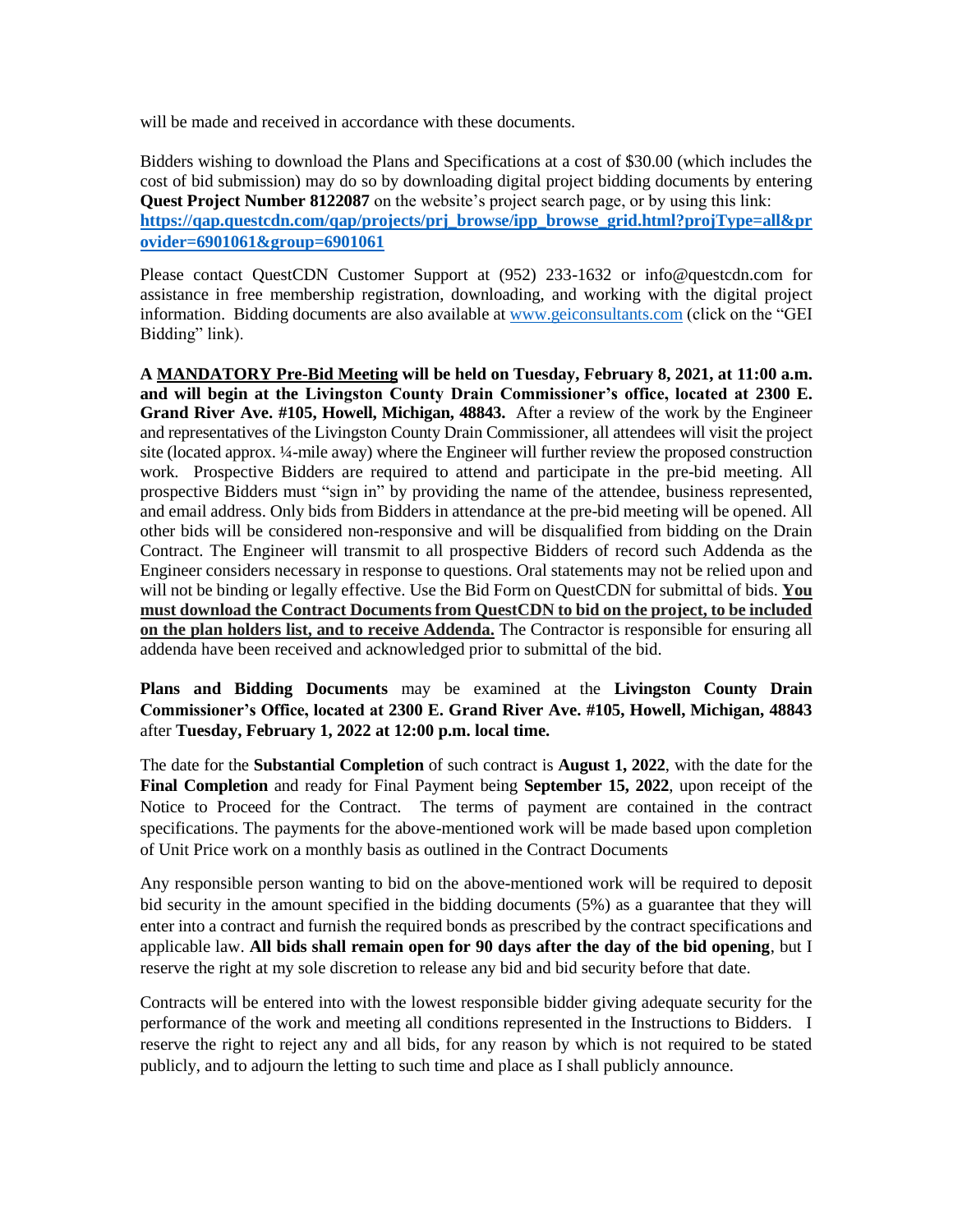will be made and received in accordance with these documents.

Bidders wishing to download the Plans and Specifications at a cost of $30.00 (which includes the cost of bid submission) may do so by downloading digital project bidding documents by entering **Quest Project Number 8122087** on the website's project search page, or by using this link: **https://qap.questcdn.com/qap/projects/prj_browse/ipp_browse_grid.html?projType=all&provider=6901061&group=6901061**

Please contact QuestCDN Customer Support at (952) 233-1632 or info@questcdn.com for assistance in free membership registration, downloading, and working with the digital project information. Bidding documents are also available at www.geiconsultants.com (click on the "GEI Bidding" link).

**A MANDATORY Pre-Bid Meeting will be held on Tuesday, February 8, 2021, at 11:00 a.m. and will begin at the Livingston County Drain Commissioner's office, located at 2300 E. Grand River Ave. #105, Howell, Michigan, 48843.** After a review of the work by the Engineer and representatives of the Livingston County Drain Commissioner, all attendees will visit the project site (located approx. ¼-mile away) where the Engineer will further review the proposed construction work. Prospective Bidders are required to attend and participate in the pre-bid meeting. All prospective Bidders must "sign in" by providing the name of the attendee, business represented, and email address. Only bids from Bidders in attendance at the pre-bid meeting will be opened. All other bids will be considered non-responsive and will be disqualified from bidding on the Drain Contract. The Engineer will transmit to all prospective Bidders of record such Addenda as the Engineer considers necessary in response to questions. Oral statements may not be relied upon and will not be binding or legally effective. Use the Bid Form on QuestCDN for submittal of bids. **You must download the Contract Documents from QuestCDN to bid on the project, to be included on the plan holders list, and to receive Addenda.** The Contractor is responsible for ensuring all addenda have been received and acknowledged prior to submittal of the bid.

**Plans and Bidding Documents** may be examined at the **Livingston County Drain Commissioner's Office, located at 2300 E. Grand River Ave. #105, Howell, Michigan, 48843** after **Tuesday, February 1, 2022 at 12:00 p.m. local time.**

The date for the **Substantial Completion** of such contract is **August 1, 2022**, with the date for the **Final Completion** and ready for Final Payment being **September 15, 2022**, upon receipt of the Notice to Proceed for the Contract. The terms of payment are contained in the contract specifications. The payments for the above-mentioned work will be made based upon completion of Unit Price work on a monthly basis as outlined in the Contract Documents

Any responsible person wanting to bid on the above-mentioned work will be required to deposit bid security in the amount specified in the bidding documents (5%) as a guarantee that they will enter into a contract and furnish the required bonds as prescribed by the contract specifications and applicable law. **All bids shall remain open for 90 days after the day of the bid opening**, but I reserve the right at my sole discretion to release any bid and bid security before that date.

Contracts will be entered into with the lowest responsible bidder giving adequate security for the performance of the work and meeting all conditions represented in the Instructions to Bidders. I reserve the right to reject any and all bids, for any reason by which is not required to be stated publicly, and to adjourn the letting to such time and place as I shall publicly announce.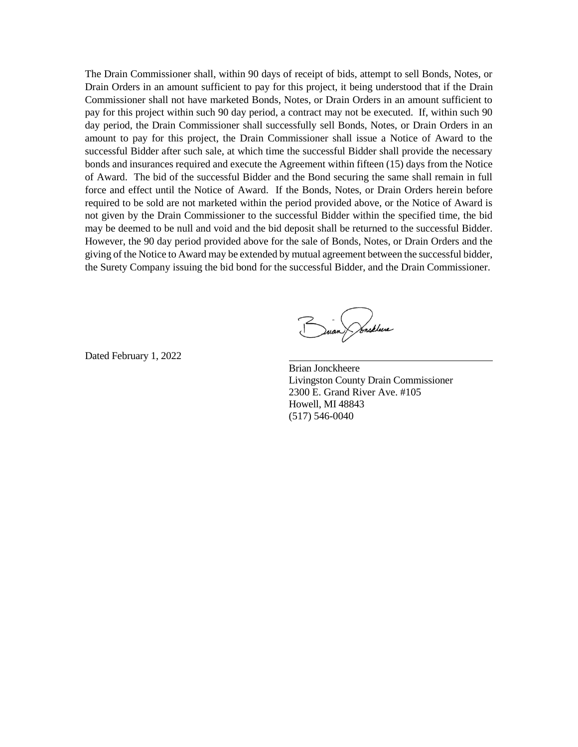The Drain Commissioner shall, within 90 days of receipt of bids, attempt to sell Bonds, Notes, or Drain Orders in an amount sufficient to pay for this project, it being understood that if the Drain Commissioner shall not have marketed Bonds, Notes, or Drain Orders in an amount sufficient to pay for this project within such 90 day period, a contract may not be executed. If, within such 90 day period, the Drain Commissioner shall successfully sell Bonds, Notes, or Drain Orders in an amount to pay for this project, the Drain Commissioner shall issue a Notice of Award to the successful Bidder after such sale, at which time the successful Bidder shall provide the necessary bonds and insurances required and execute the Agreement within fifteen (15) days from the Notice of Award. The bid of the successful Bidder and the Bond securing the same shall remain in full force and effect until the Notice of Award. If the Bonds, Notes, or Drain Orders herein before required to be sold are not marketed within the period provided above, or the Notice of Award is not given by the Drain Commissioner to the successful Bidder within the specified time, the bid may be deemed to be null and void and the bid deposit shall be returned to the successful Bidder. However, the 90 day period provided above for the sale of Bonds, Notes, or Drain Orders and the giving of the Notice to Award may be extended by mutual agreement between the successful bidder, the Surety Company issuing the bid bond for the successful Bidder, and the Drain Commissioner.

Dated February 1, 2022

Brian Jonckheere
Livingston County Drain Commissioner
2300 E. Grand River Ave. #105
Howell, MI 48843
(517) 546-0040